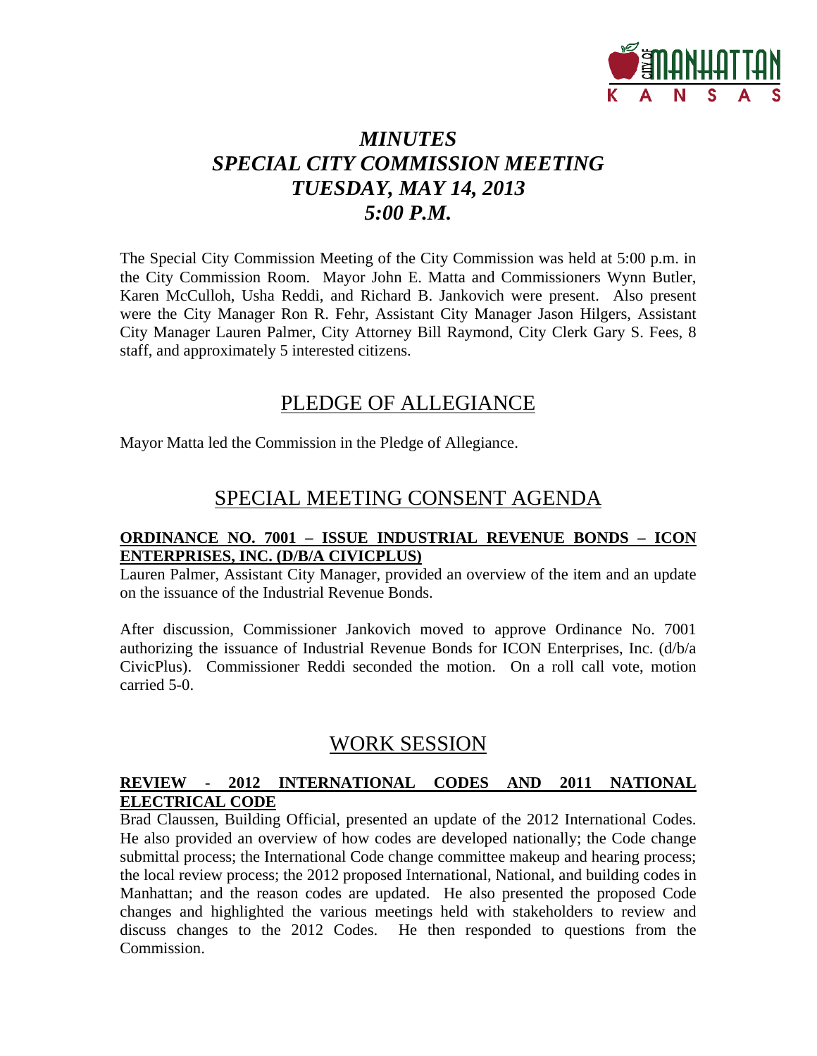# *MINUTES*
# *SPECIAL CITY COMMISSION MEETING*
# *TUESDAY, MAY 14, 2013*
# *5:00 P.M.*

The Special City Commission Meeting of the City Commission was held at 5:00 p.m. in the City Commission Room. Mayor John E. Matta and Commissioners Wynn Butler, Karen McCulloh, Usha Reddi, and Richard B. Jankovich were present. Also present were the City Manager Ron R. Fehr, Assistant City Manager Jason Hilgers, Assistant City Manager Lauren Palmer, City Attorney Bill Raymond, City Clerk Gary S. Fees, 8 staff, and approximately 5 interested citizens.

## PLEDGE OF ALLEGIANCE

Mayor Matta led the Commission in the Pledge of Allegiance.

## SPECIAL MEETING CONSENT AGENDA

**ORDINANCE NO. 7001 – ISSUE INDUSTRIAL REVENUE BONDS – ICON ENTERPRISES, INC. (D/B/A CIVICPLUS)**

Lauren Palmer, Assistant City Manager, provided an overview of the item and an update on the issuance of the Industrial Revenue Bonds.

After discussion, Commissioner Jankovich moved to approve Ordinance No. 7001 authorizing the issuance of Industrial Revenue Bonds for ICON Enterprises, Inc. (d/b/a CivicPlus). Commissioner Reddi seconded the motion. On a roll call vote, motion carried 5-0.

## WORK SESSION

**REVIEW - 2012 INTERNATIONAL CODES AND 2011 NATIONAL ELECTRICAL CODE**

Brad Claussen, Building Official, presented an update of the 2012 International Codes. He also provided an overview of how codes are developed nationally; the Code change submittal process; the International Code change committee makeup and hearing process; the local review process; the 2012 proposed International, National, and building codes in Manhattan; and the reason codes are updated. He also presented the proposed Code changes and highlighted the various meetings held with stakeholders to review and discuss changes to the 2012 Codes. He then responded to questions from the Commission.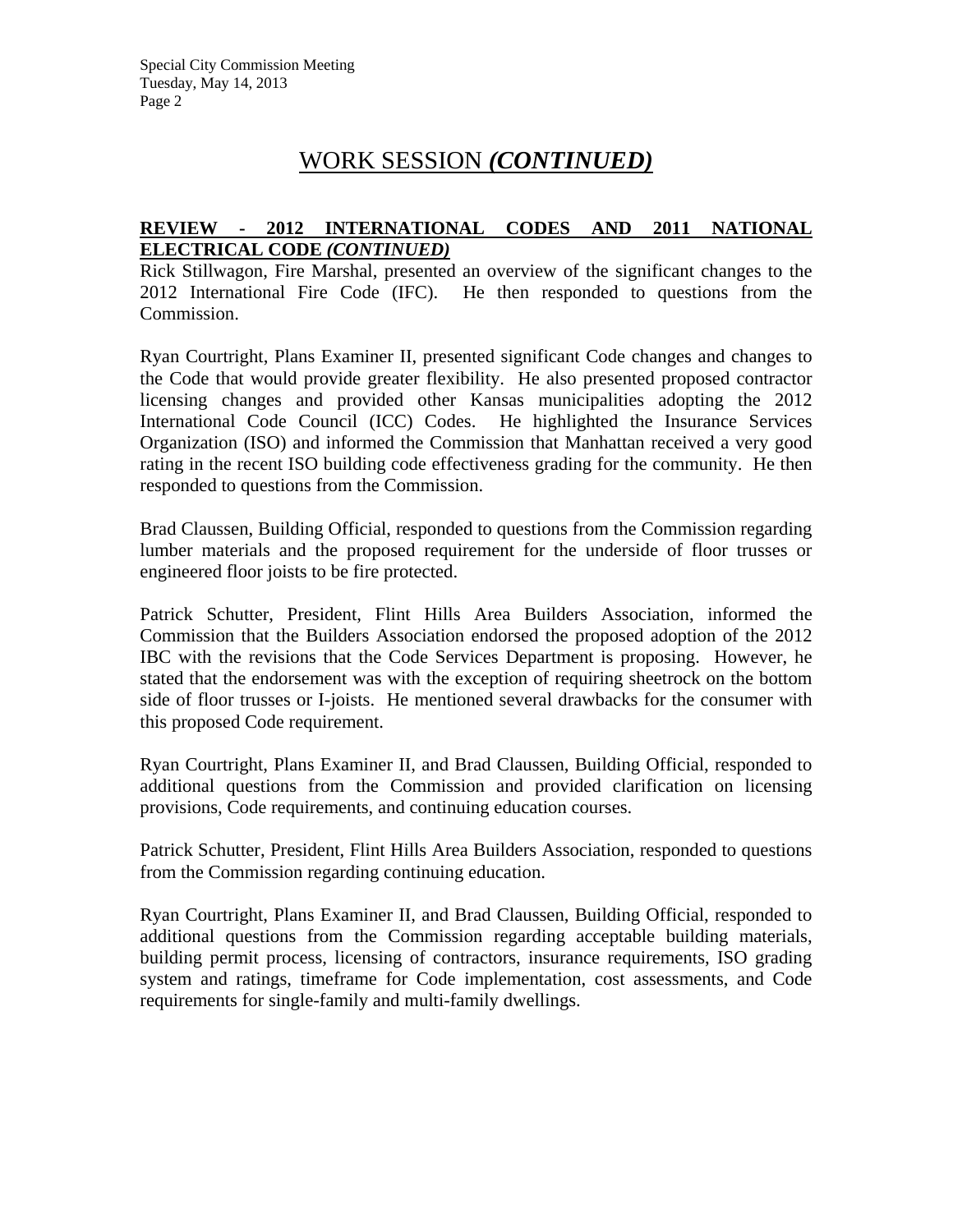# WORK SESSION *(CONTINUED)*

**REVIEW - 2012 INTERNATIONAL CODES AND 2011 NATIONAL ELECTRICAL CODE *(CONTINUED)***

Rick Stillwagon, Fire Marshal, presented an overview of the significant changes to the 2012 International Fire Code (IFC). He then responded to questions from the Commission.

Ryan Courtright, Plans Examiner II, presented significant Code changes and changes to the Code that would provide greater flexibility. He also presented proposed contractor licensing changes and provided other Kansas municipalities adopting the 2012 International Code Council (ICC) Codes. He highlighted the Insurance Services Organization (ISO) and informed the Commission that Manhattan received a very good rating in the recent ISO building code effectiveness grading for the community. He then responded to questions from the Commission.

Brad Claussen, Building Official, responded to questions from the Commission regarding lumber materials and the proposed requirement for the underside of floor trusses or engineered floor joists to be fire protected.

Patrick Schutter, President, Flint Hills Area Builders Association, informed the Commission that the Builders Association endorsed the proposed adoption of the 2012 IBC with the revisions that the Code Services Department is proposing. However, he stated that the endorsement was with the exception of requiring sheetrock on the bottom side of floor trusses or I-joists. He mentioned several drawbacks for the consumer with this proposed Code requirement.

Ryan Courtright, Plans Examiner II, and Brad Claussen, Building Official, responded to additional questions from the Commission and provided clarification on licensing provisions, Code requirements, and continuing education courses.

Patrick Schutter, President, Flint Hills Area Builders Association, responded to questions from the Commission regarding continuing education.

Ryan Courtright, Plans Examiner II, and Brad Claussen, Building Official, responded to additional questions from the Commission regarding acceptable building materials, building permit process, licensing of contractors, insurance requirements, ISO grading system and ratings, timeframe for Code implementation, cost assessments, and Code requirements for single-family and multi-family dwellings.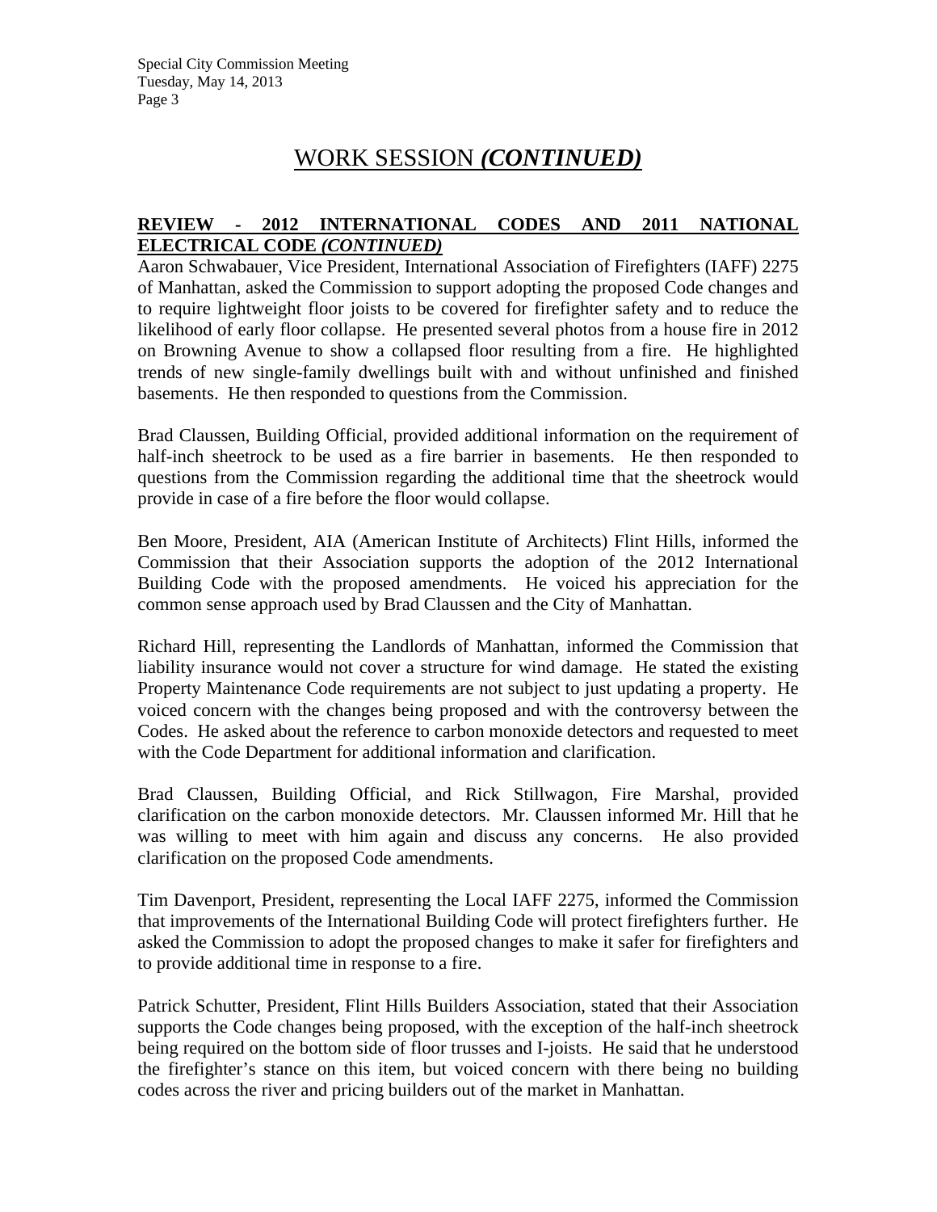# WORK SESSION *(CONTINUED)*

**REVIEW - 2012 INTERNATIONAL CODES AND 2011 NATIONAL ELECTRICAL CODE *(CONTINUED)***

Aaron Schwabauer, Vice President, International Association of Firefighters (IAFF) 2275 of Manhattan, asked the Commission to support adopting the proposed Code changes and to require lightweight floor joists to be covered for firefighter safety and to reduce the likelihood of early floor collapse. He presented several photos from a house fire in 2012 on Browning Avenue to show a collapsed floor resulting from a fire. He highlighted trends of new single-family dwellings built with and without unfinished and finished basements. He then responded to questions from the Commission.

Brad Claussen, Building Official, provided additional information on the requirement of half-inch sheetrock to be used as a fire barrier in basements. He then responded to questions from the Commission regarding the additional time that the sheetrock would provide in case of a fire before the floor would collapse.

Ben Moore, President, AIA (American Institute of Architects) Flint Hills, informed the Commission that their Association supports the adoption of the 2012 International Building Code with the proposed amendments. He voiced his appreciation for the common sense approach used by Brad Claussen and the City of Manhattan.

Richard Hill, representing the Landlords of Manhattan, informed the Commission that liability insurance would not cover a structure for wind damage. He stated the existing Property Maintenance Code requirements are not subject to just updating a property. He voiced concern with the changes being proposed and with the controversy between the Codes. He asked about the reference to carbon monoxide detectors and requested to meet with the Code Department for additional information and clarification.

Brad Claussen, Building Official, and Rick Stillwagon, Fire Marshal, provided clarification on the carbon monoxide detectors. Mr. Claussen informed Mr. Hill that he was willing to meet with him again and discuss any concerns. He also provided clarification on the proposed Code amendments.

Tim Davenport, President, representing the Local IAFF 2275, informed the Commission that improvements of the International Building Code will protect firefighters further. He asked the Commission to adopt the proposed changes to make it safer for firefighters and to provide additional time in response to a fire.

Patrick Schutter, President, Flint Hills Builders Association, stated that their Association supports the Code changes being proposed, with the exception of the half-inch sheetrock being required on the bottom side of floor trusses and I-joists. He said that he understood the firefighter's stance on this item, but voiced concern with there being no building codes across the river and pricing builders out of the market in Manhattan.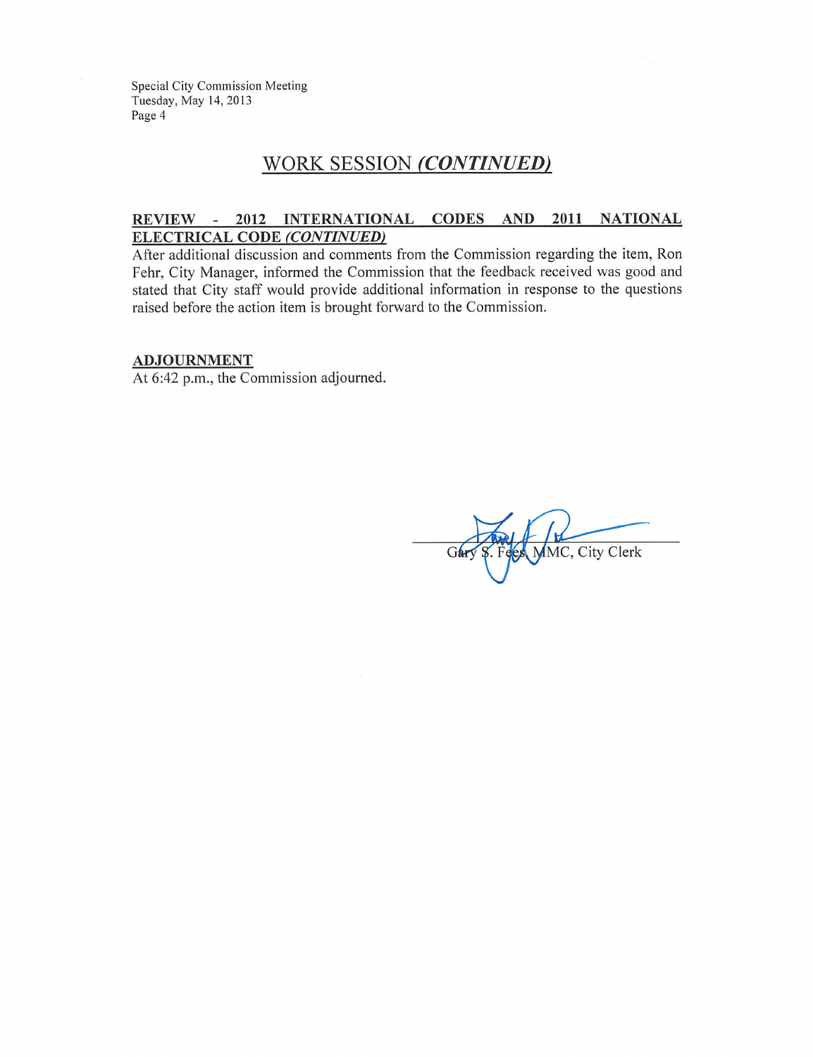## WORK SESSION *(CONTINUED)*

**REVIEW - 2012 INTERNATIONAL CODES AND 2011 NATIONAL ELECTRICAL CODE *(CONTINUED)***

After additional discussion and comments from the Commission regarding the item, Ron Fehr, City Manager, informed the Commission that the feedback received was good and stated that City staff would provide additional information in response to the questions raised before the action item is brought forward to the Commission.

**ADJOURNMENT**

At 6:42 p.m., the Commission adjourned.

Gary S. Fees, MMC, City Clerk